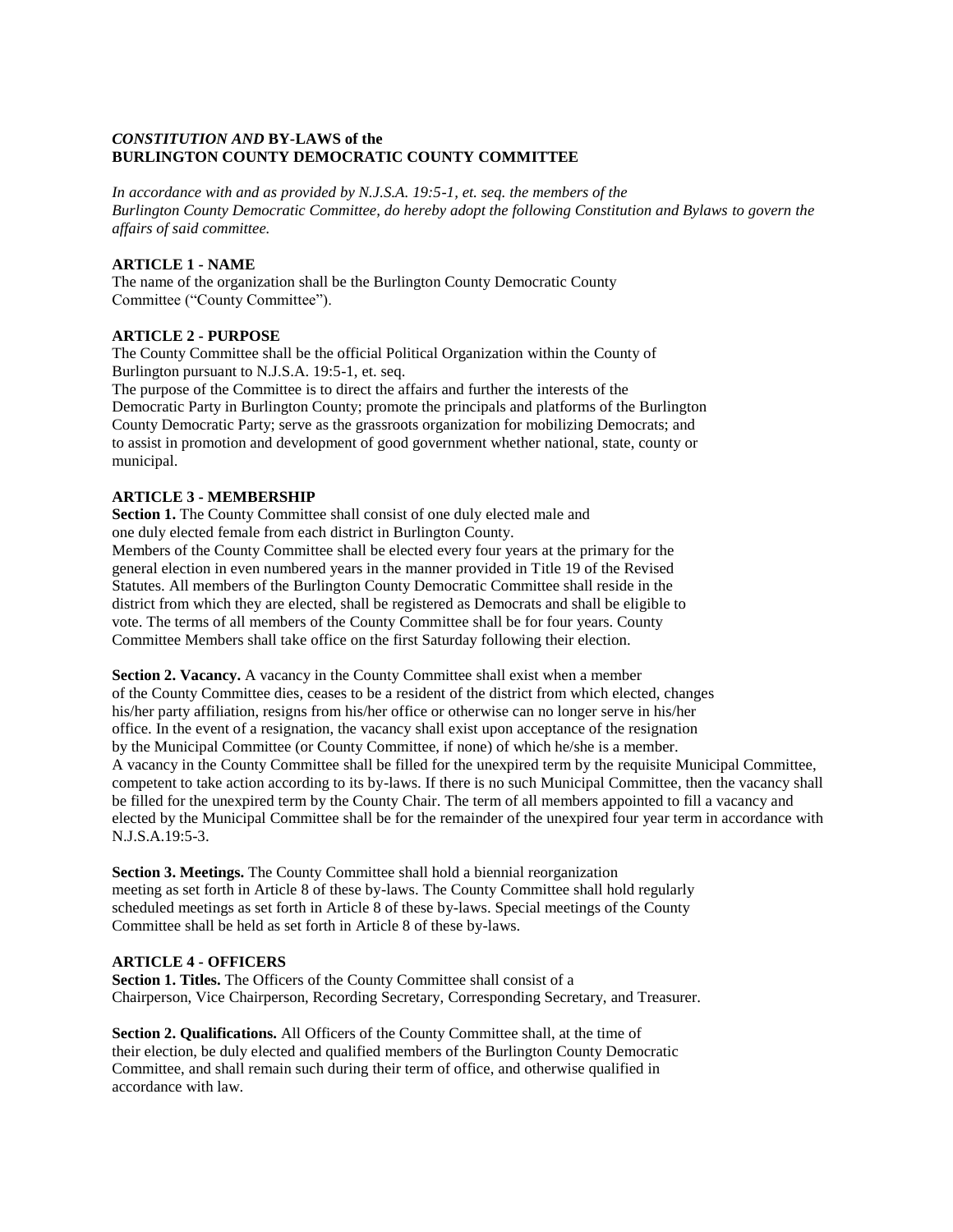## *CONSTITUTION AND* BY-LAWS of the BURLINGTON COUNTY DEMOCRATIC COUNTY COMMITTEE

*In accordance with and as provided by N.J.S.A. 19:5-1, et. seq. the members of the Burlington County Democratic Committee, do hereby adopt the following Constitution and Bylaws to govern the affairs of said committee.*

### ARTICLE 1 - NAME

The name of the organization shall be the Burlington County Democratic County Committee ("County Committee").

### ARTICLE 2 - PURPOSE

The County Committee shall be the official Political Organization within the County of Burlington pursuant to N.J.S.A. 19:5-1, et. seq.

The purpose of the Committee is to direct the affairs and further the interests of the Democratic Party in Burlington County; promote the principals and platforms of the Burlington County Democratic Party; serve as the grassroots organization for mobilizing Democrats; and to assist in promotion and development of good government whether national, state, county or municipal.

### ARTICLE 3 - MEMBERSHIP

**Section 1.** The County Committee shall consist of one duly elected male and one duly elected female from each district in Burlington County.

Members of the County Committee shall be elected every four years at the primary for the general election in even numbered years in the manner provided in Title 19 of the Revised Statutes. All members of the Burlington County Democratic Committee shall reside in the district from which they are elected, shall be registered as Democrats and shall be eligible to vote. The terms of all members of the County Committee shall be for four years. County Committee Members shall take office on the first Saturday following their election.

**Section 2. Vacancy.** A vacancy in the County Committee shall exist when a member of the County Committee dies, ceases to be a resident of the district from which elected, changes his/her party affiliation, resigns from his/her office or otherwise can no longer serve in his/her office. In the event of a resignation, the vacancy shall exist upon acceptance of the resignation by the Municipal Committee (or County Committee, if none) of which he/she is a member.

A vacancy in the County Committee shall be filled for the unexpired term by the requisite Municipal Committee, competent to take action according to its by-laws. If there is no such Municipal Committee, then the vacancy shall be filled for the unexpired term by the County Chair. The term of all members appointed to fill a vacancy and elected by the Municipal Committee shall be for the remainder of the unexpired four year term in accordance with N.J.S.A.19:5-3.

**Section 3. Meetings.** The County Committee shall hold a biennial reorganization meeting as set forth in Article 8 of these by-laws. The County Committee shall hold regularly scheduled meetings as set forth in Article 8 of these by-laws. Special meetings of the County Committee shall be held as set forth in Article 8 of these by-laws.

### ARTICLE 4 - OFFICERS

**Section 1. Titles.** The Officers of the County Committee shall consist of a Chairperson, Vice Chairperson, Recording Secretary, Corresponding Secretary, and Treasurer.

**Section 2. Qualifications.** All Officers of the County Committee shall, at the time of their election, be duly elected and qualified members of the Burlington County Democratic Committee, and shall remain such during their term of office, and otherwise qualified in accordance with law.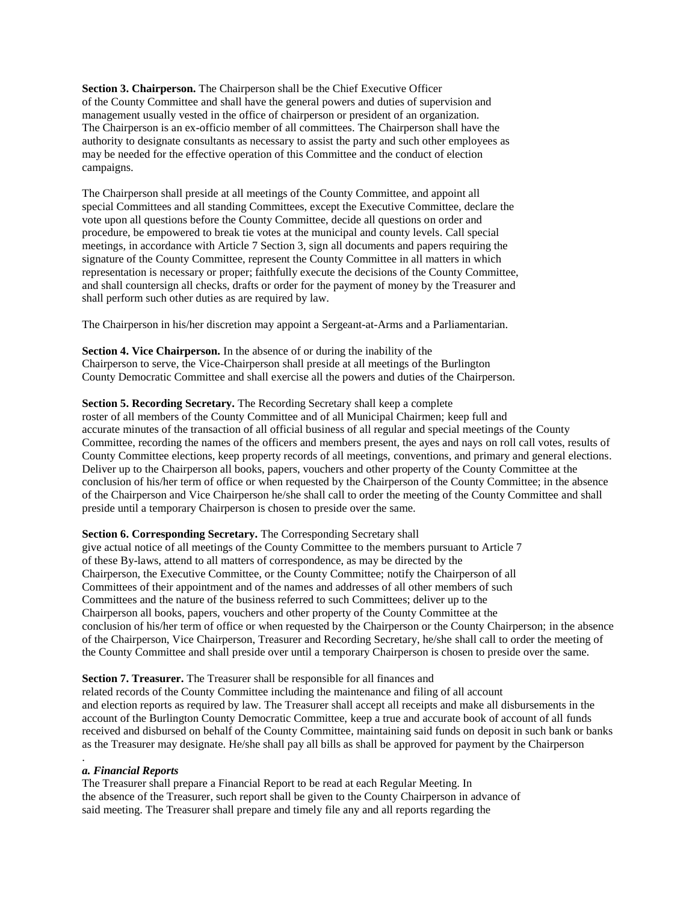**Section 3. Chairperson.** The Chairperson shall be the Chief Executive Officer of the County Committee and shall have the general powers and duties of supervision and management usually vested in the office of chairperson or president of an organization. The Chairperson is an ex-officio member of all committees. The Chairperson shall have the authority to designate consultants as necessary to assist the party and such other employees as may be needed for the effective operation of this Committee and the conduct of election campaigns.

The Chairperson shall preside at all meetings of the County Committee, and appoint all special Committees and all standing Committees, except the Executive Committee, declare the vote upon all questions before the County Committee, decide all questions on order and procedure, be empowered to break tie votes at the municipal and county levels. Call special meetings, in accordance with Article 7 Section 3, sign all documents and papers requiring the signature of the County Committee, represent the County Committee in all matters in which representation is necessary or proper; faithfully execute the decisions of the County Committee, and shall countersign all checks, drafts or order for the payment of money by the Treasurer and shall perform such other duties as are required by law.

The Chairperson in his/her discretion may appoint a Sergeant-at-Arms and a Parliamentarian.

**Section 4. Vice Chairperson.** In the absence of or during the inability of the Chairperson to serve, the Vice-Chairperson shall preside at all meetings of the Burlington County Democratic Committee and shall exercise all the powers and duties of the Chairperson.

**Section 5. Recording Secretary.** The Recording Secretary shall keep a complete roster of all members of the County Committee and of all Municipal Chairmen; keep full and accurate minutes of the transaction of all official business of all regular and special meetings of the County Committee, recording the names of the officers and members present, the ayes and nays on roll call votes, results of County Committee elections, keep property records of all meetings, conventions, and primary and general elections. Deliver up to the Chairperson all books, papers, vouchers and other property of the County Committee at the conclusion of his/her term of office or when requested by the Chairperson of the County Committee; in the absence of the Chairperson and Vice Chairperson he/she shall call to order the meeting of the County Committee and shall preside until a temporary Chairperson is chosen to preside over the same.

**Section 6. Corresponding Secretary.** The Corresponding Secretary shall give actual notice of all meetings of the County Committee to the members pursuant to Article 7 of these By-laws, attend to all matters of correspondence, as may be directed by the Chairperson, the Executive Committee, or the County Committee; notify the Chairperson of all Committees of their appointment and of the names and addresses of all other members of such Committees and the nature of the business referred to such Committees; deliver up to the Chairperson all books, papers, vouchers and other property of the County Committee at the conclusion of his/her term of office or when requested by the Chairperson or the County Chairperson; in the absence of the Chairperson, Vice Chairperson, Treasurer and Recording Secretary, he/she shall call to order the meeting of the County Committee and shall preside over until a temporary Chairperson is chosen to preside over the same.

**Section 7. Treasurer.** The Treasurer shall be responsible for all finances and related records of the County Committee including the maintenance and filing of all account and election reports as required by law. The Treasurer shall accept all receipts and make all disbursements in the account of the Burlington County Democratic Committee, keep a true and accurate book of account of all funds received and disbursed on behalf of the County Committee, maintaining said funds on deposit in such bank or banks as the Treasurer may designate. He/she shall pay all bills as shall be approved for payment by the Chairperson
.

***a. Financial Reports***

The Treasurer shall prepare a Financial Report to be read at each Regular Meeting. In the absence of the Treasurer, such report shall be given to the County Chairperson in advance of said meeting. The Treasurer shall prepare and timely file any and all reports regarding the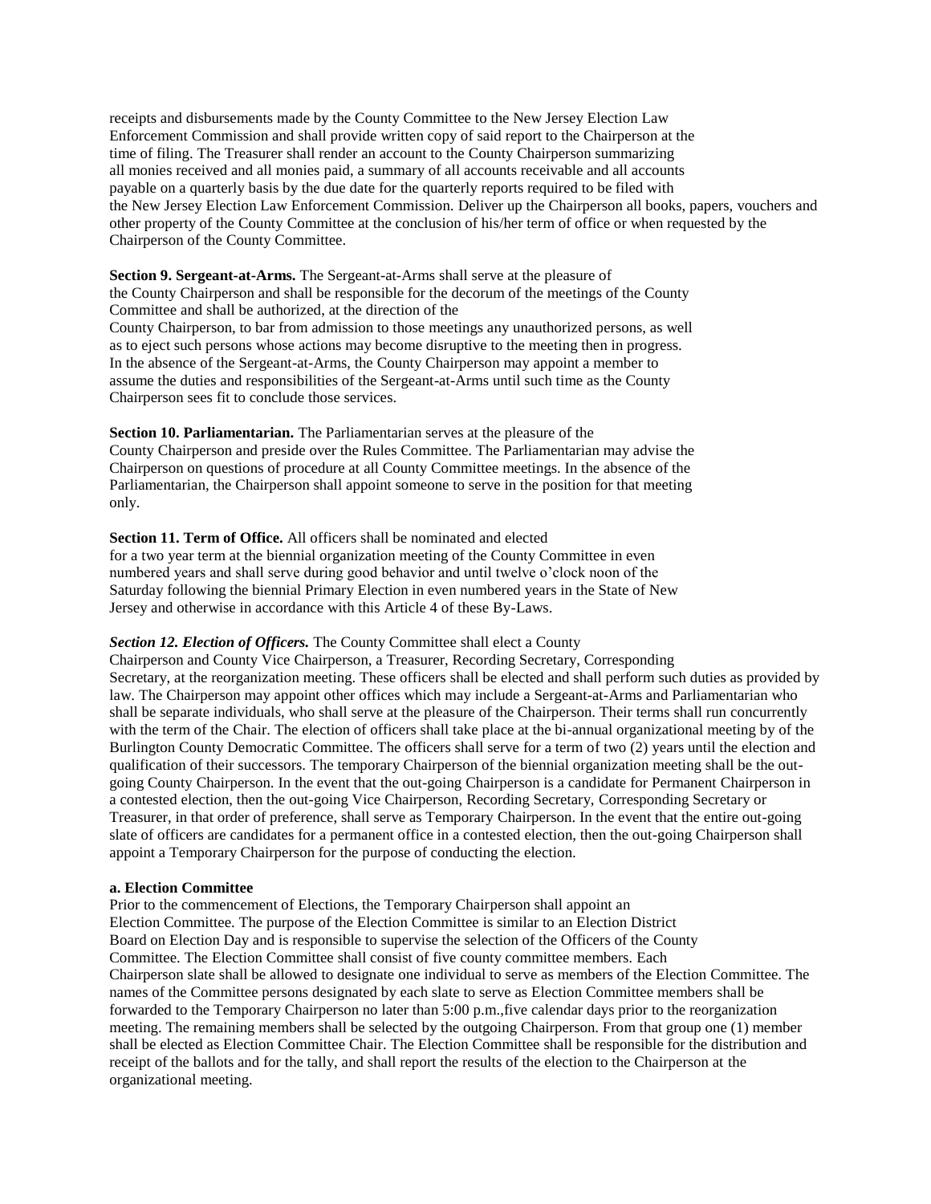receipts and disbursements made by the County Committee to the New Jersey Election Law Enforcement Commission and shall provide written copy of said report to the Chairperson at the time of filing. The Treasurer shall render an account to the County Chairperson summarizing all monies received and all monies paid, a summary of all accounts receivable and all accounts payable on a quarterly basis by the due date for the quarterly reports required to be filed with the New Jersey Election Law Enforcement Commission. Deliver up the Chairperson all books, papers, vouchers and other property of the County Committee at the conclusion of his/her term of office or when requested by the Chairperson of the County Committee.

**Section 9. Sergeant-at-Arms.** The Sergeant-at-Arms shall serve at the pleasure of the County Chairperson and shall be responsible for the decorum of the meetings of the County Committee and shall be authorized, at the direction of the County Chairperson, to bar from admission to those meetings any unauthorized persons, as well as to eject such persons whose actions may become disruptive to the meeting then in progress. In the absence of the Sergeant-at-Arms, the County Chairperson may appoint a member to assume the duties and responsibilities of the Sergeant-at-Arms until such time as the County Chairperson sees fit to conclude those services.

**Section 10. Parliamentarian.** The Parliamentarian serves at the pleasure of the County Chairperson and preside over the Rules Committee. The Parliamentarian may advise the Chairperson on questions of procedure at all County Committee meetings. In the absence of the Parliamentarian, the Chairperson shall appoint someone to serve in the position for that meeting only.

**Section 11. Term of Office.** All officers shall be nominated and elected for a two year term at the biennial organization meeting of the County Committee in even numbered years and shall serve during good behavior and until twelve o'clock noon of the Saturday following the biennial Primary Election in even numbered years in the State of New Jersey and otherwise in accordance with this Article 4 of these By-Laws.

***Section 12. Election of Officers.*** The County Committee shall elect a County Chairperson and County Vice Chairperson, a Treasurer, Recording Secretary, Corresponding Secretary, at the reorganization meeting. These officers shall be elected and shall perform such duties as provided by law. The Chairperson may appoint other offices which may include a Sergeant-at-Arms and Parliamentarian who shall be separate individuals, who shall serve at the pleasure of the Chairperson. Their terms shall run concurrently with the term of the Chair. The election of officers shall take place at the bi-annual organizational meeting by of the Burlington County Democratic Committee. The officers shall serve for a term of two (2) years until the election and qualification of their successors. The temporary Chairperson of the biennial organization meeting shall be the out-going County Chairperson. In the event that the out-going Chairperson is a candidate for Permanent Chairperson in a contested election, then the out-going Vice Chairperson, Recording Secretary, Corresponding Secretary or Treasurer, in that order of preference, shall serve as Temporary Chairperson. In the event that the entire out-going slate of officers are candidates for a permanent office in a contested election, then the out-going Chairperson shall appoint a Temporary Chairperson for the purpose of conducting the election.

**a. Election Committee**

Prior to the commencement of Elections, the Temporary Chairperson shall appoint an Election Committee. The purpose of the Election Committee is similar to an Election District Board on Election Day and is responsible to supervise the selection of the Officers of the County Committee. The Election Committee shall consist of five county committee members. Each Chairperson slate shall be allowed to designate one individual to serve as members of the Election Committee. The names of the Committee persons designated by each slate to serve as Election Committee members shall be forwarded to the Temporary Chairperson no later than 5:00 p.m.,five calendar days prior to the reorganization meeting. The remaining members shall be selected by the outgoing Chairperson. From that group one (1) member shall be elected as Election Committee Chair. The Election Committee shall be responsible for the distribution and receipt of the ballots and for the tally, and shall report the results of the election to the Chairperson at the organizational meeting.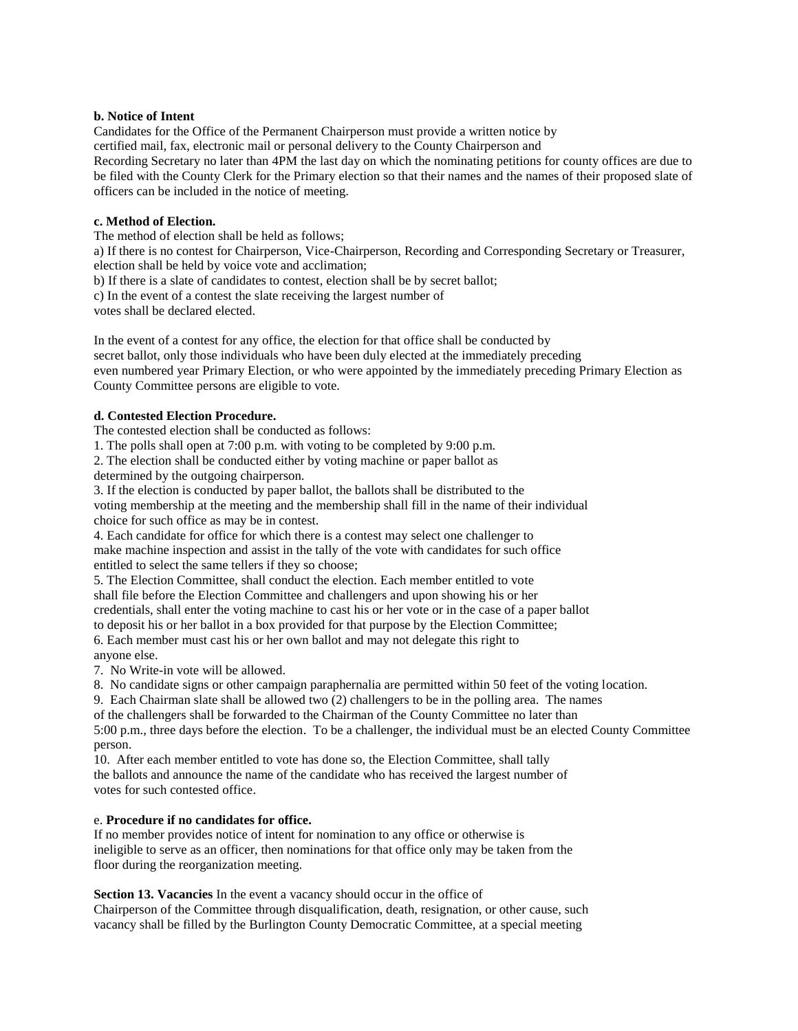**b. Notice of Intent**

Candidates for the Office of the Permanent Chairperson must provide a written notice by certified mail, fax, electronic mail or personal delivery to the County Chairperson and Recording Secretary no later than 4PM the last day on which the nominating petitions for county offices are due to be filed with the County Clerk for the Primary election so that their names and the names of their proposed slate of officers can be included in the notice of meeting.

**c. Method of Election.**

The method of election shall be held as follows;

a) If there is no contest for Chairperson, Vice-Chairperson, Recording and Corresponding Secretary or Treasurer, election shall be held by voice vote and acclimation;

b) If there is a slate of candidates to contest, election shall be by secret ballot;

c) In the event of a contest the slate receiving the largest number of votes shall be declared elected.

In the event of a contest for any office, the election for that office shall be conducted by secret ballot, only those individuals who have been duly elected at the immediately preceding even numbered year Primary Election, or who were appointed by the immediately preceding Primary Election as County Committee persons are eligible to vote.

**d. Contested Election Procedure.**

The contested election shall be conducted as follows:

1. The polls shall open at 7:00 p.m. with voting to be completed by 9:00 p.m.
2. The election shall be conducted either by voting machine or paper ballot as determined by the outgoing chairperson.
3. If the election is conducted by paper ballot, the ballots shall be distributed to the voting membership at the meeting and the membership shall fill in the name of their individual choice for such office as may be in contest.
4. Each candidate for office for which there is a contest may select one challenger to make machine inspection and assist in the tally of the vote with candidates for such office entitled to select the same tellers if they so choose;
5. The Election Committee, shall conduct the election. Each member entitled to vote shall file before the Election Committee and challengers and upon showing his or her credentials, shall enter the voting machine to cast his or her vote or in the case of a paper ballot to deposit his or her ballot in a box provided for that purpose by the Election Committee;
6. Each member must cast his or her own ballot and may not delegate this right to anyone else.
7. No Write-in vote will be allowed.
8. No candidate signs or other campaign paraphernalia are permitted within 50 feet of the voting location.
9. Each Chairman slate shall be allowed two (2) challengers to be in the polling area. The names of the challengers shall be forwarded to the Chairman of the County Committee no later than 5:00 p.m., three days before the election. To be a challenger, the individual must be an elected County Committee person.
10. After each member entitled to vote has done so, the Election Committee, shall tally the ballots and announce the name of the candidate who has received the largest number of votes for such contested office.

e. **Procedure if no candidates for office.**

If no member provides notice of intent for nomination to any office or otherwise is ineligible to serve as an officer, then nominations for that office only may be taken from the floor during the reorganization meeting.

**Section 13. Vacancies** In the event a vacancy should occur in the office of Chairperson of the Committee through disqualification, death, resignation, or other cause, such vacancy shall be filled by the Burlington County Democratic Committee, at a special meeting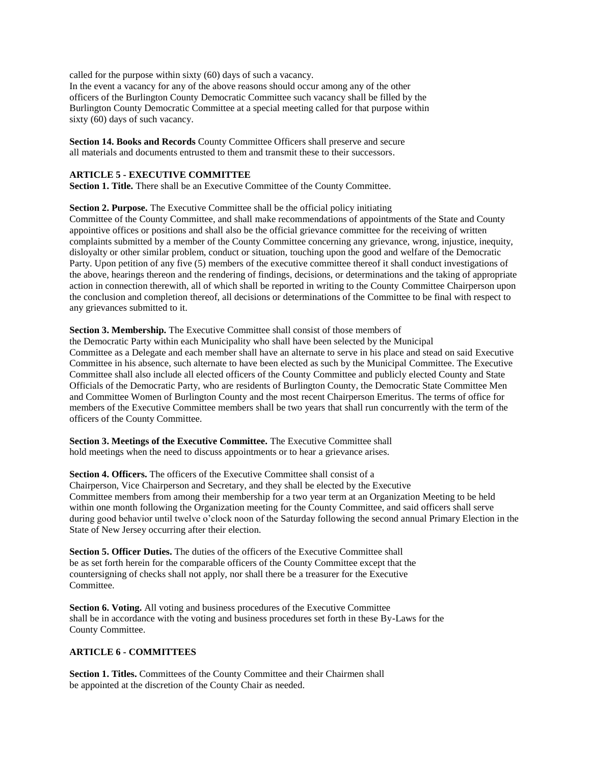called for the purpose within sixty (60) days of such a vacancy.
In the event a vacancy for any of the above reasons should occur among any of the other officers of the Burlington County Democratic Committee such vacancy shall be filled by the Burlington County Democratic Committee at a special meeting called for that purpose within sixty (60) days of such vacancy.

**Section 14. Books and Records** County Committee Officers shall preserve and secure all materials and documents entrusted to them and transmit these to their successors.

## ARTICLE 5 - EXECUTIVE COMMITTEE

**Section 1. Title.** There shall be an Executive Committee of the County Committee.

**Section 2. Purpose.** The Executive Committee shall be the official policy initiating Committee of the County Committee, and shall make recommendations of appointments of the State and County appointive offices or positions and shall also be the official grievance committee for the receiving of written complaints submitted by a member of the County Committee concerning any grievance, wrong, injustice, inequity, disloyalty or other similar problem, conduct or situation, touching upon the good and welfare of the Democratic Party. Upon petition of any five (5) members of the executive committee thereof it shall conduct investigations of the above, hearings thereon and the rendering of findings, decisions, or determinations and the taking of appropriate action in connection therewith, all of which shall be reported in writing to the County Committee Chairperson upon the conclusion and completion thereof, all decisions or determinations of the Committee to be final with respect to any grievances submitted to it.

**Section 3. Membership.** The Executive Committee shall consist of those members of the Democratic Party within each Municipality who shall have been selected by the Municipal Committee as a Delegate and each member shall have an alternate to serve in his place and stead on said Executive Committee in his absence, such alternate to have been elected as such by the Municipal Committee. The Executive Committee shall also include all elected officers of the County Committee and publicly elected County and State Officials of the Democratic Party, who are residents of Burlington County, the Democratic State Committee Men and Committee Women of Burlington County and the most recent Chairperson Emeritus. The terms of office for members of the Executive Committee members shall be two years that shall run concurrently with the term of the officers of the County Committee.

**Section 3. Meetings of the Executive Committee.** The Executive Committee shall hold meetings when the need to discuss appointments or to hear a grievance arises.

**Section 4. Officers.** The officers of the Executive Committee shall consist of a Chairperson, Vice Chairperson and Secretary, and they shall be elected by the Executive Committee members from among their membership for a two year term at an Organization Meeting to be held within one month following the Organization meeting for the County Committee, and said officers shall serve during good behavior until twelve o'clock noon of the Saturday following the second annual Primary Election in the State of New Jersey occurring after their election.

**Section 5. Officer Duties.** The duties of the officers of the Executive Committee shall be as set forth herein for the comparable officers of the County Committee except that the countersigning of checks shall not apply, nor shall there be a treasurer for the Executive Committee.

**Section 6. Voting.** All voting and business procedures of the Executive Committee shall be in accordance with the voting and business procedures set forth in these By-Laws for the County Committee.

## ARTICLE 6 - COMMITTEES

**Section 1. Titles.** Committees of the County Committee and their Chairmen shall be appointed at the discretion of the County Chair as needed.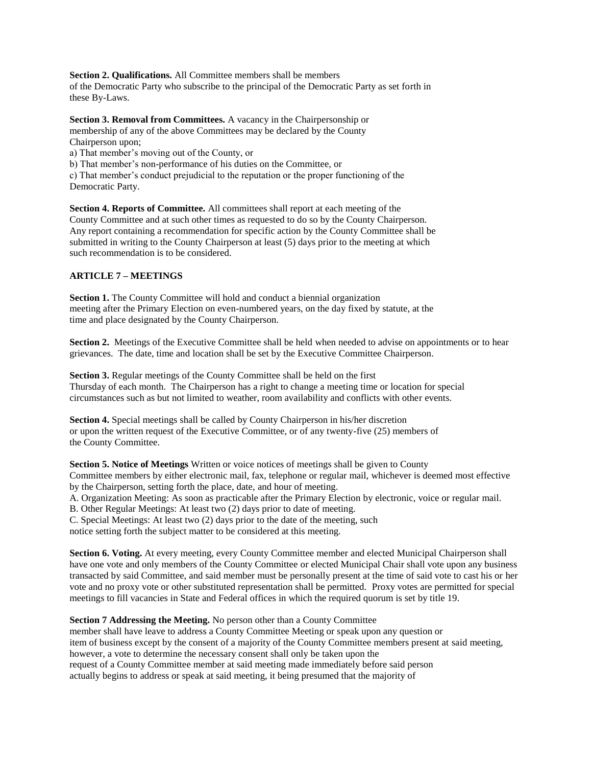**Section 2. Qualifications.** All Committee members shall be members of the Democratic Party who subscribe to the principal of the Democratic Party as set forth in these By-Laws.

**Section 3. Removal from Committees.** A vacancy in the Chairpersonship or membership of any of the above Committees may be declared by the County Chairperson upon;

a) That member's moving out of the County, or

b) That member's non-performance of his duties on the Committee, or

c) That member's conduct prejudicial to the reputation or the proper functioning of the Democratic Party.

**Section 4. Reports of Committee.** All committees shall report at each meeting of the County Committee and at such other times as requested to do so by the County Chairperson. Any report containing a recommendation for specific action by the County Committee shall be submitted in writing to the County Chairperson at least (5) days prior to the meeting at which such recommendation is to be considered.

## ARTICLE 7 – MEETINGS

**Section 1.** The County Committee will hold and conduct a biennial organization meeting after the Primary Election on even-numbered years, on the day fixed by statute, at the time and place designated by the County Chairperson.

**Section 2.** Meetings of the Executive Committee shall be held when needed to advise on appointments or to hear grievances. The date, time and location shall be set by the Executive Committee Chairperson.

**Section 3.** Regular meetings of the County Committee shall be held on the first Thursday of each month. The Chairperson has a right to change a meeting time or location for special circumstances such as but not limited to weather, room availability and conflicts with other events.

**Section 4.** Special meetings shall be called by County Chairperson in his/her discretion or upon the written request of the Executive Committee, or of any twenty-five (25) members of the County Committee.

**Section 5. Notice of Meetings** Written or voice notices of meetings shall be given to County Committee members by either electronic mail, fax, telephone or regular mail, whichever is deemed most effective by the Chairperson, setting forth the place, date, and hour of meeting.

A. Organization Meeting: As soon as practicable after the Primary Election by electronic, voice or regular mail.

B. Other Regular Meetings: At least two (2) days prior to date of meeting.

C. Special Meetings: At least two (2) days prior to the date of the meeting, such notice setting forth the subject matter to be considered at this meeting.

**Section 6. Voting.** At every meeting, every County Committee member and elected Municipal Chairperson shall have one vote and only members of the County Committee or elected Municipal Chair shall vote upon any business transacted by said Committee, and said member must be personally present at the time of said vote to cast his or her vote and no proxy vote or other substituted representation shall be permitted. Proxy votes are permitted for special meetings to fill vacancies in State and Federal offices in which the required quorum is set by title 19.

**Section 7 Addressing the Meeting.** No person other than a County Committee member shall have leave to address a County Committee Meeting or speak upon any question or item of business except by the consent of a majority of the County Committee members present at said meeting, however, a vote to determine the necessary consent shall only be taken upon the request of a County Committee member at said meeting made immediately before said person actually begins to address or speak at said meeting, it being presumed that the majority of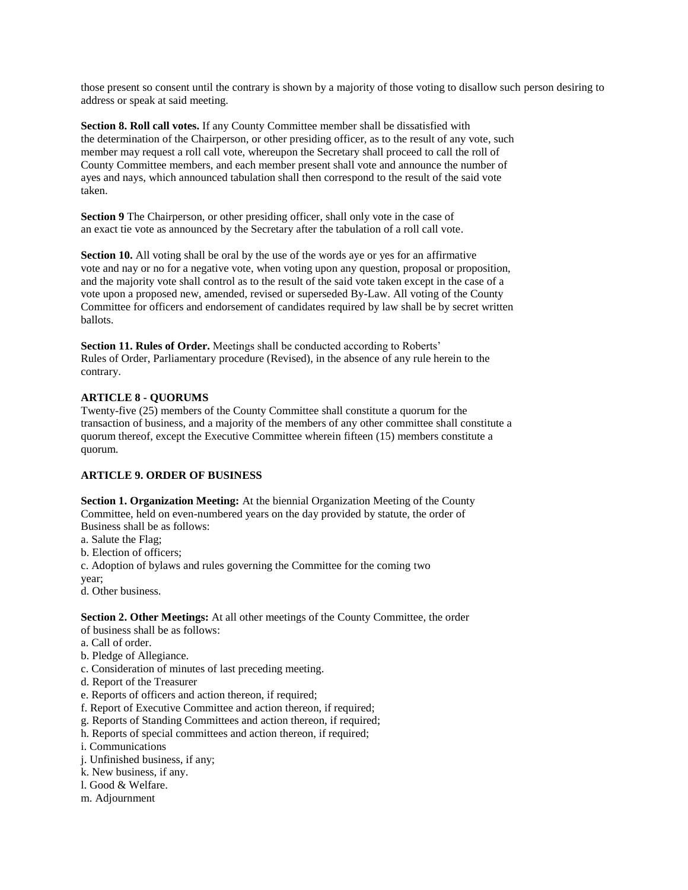those present so consent until the contrary is shown by a majority of those voting to disallow such person desiring to address or speak at said meeting.

**Section 8. Roll call votes.** If any County Committee member shall be dissatisfied with the determination of the Chairperson, or other presiding officer, as to the result of any vote, such member may request a roll call vote, whereupon the Secretary shall proceed to call the roll of County Committee members, and each member present shall vote and announce the number of ayes and nays, which announced tabulation shall then correspond to the result of the said vote taken.

**Section 9** The Chairperson, or other presiding officer, shall only vote in the case of an exact tie vote as announced by the Secretary after the tabulation of a roll call vote.

**Section 10.** All voting shall be oral by the use of the words aye or yes for an affirmative vote and nay or no for a negative vote, when voting upon any question, proposal or proposition, and the majority vote shall control as to the result of the said vote taken except in the case of a vote upon a proposed new, amended, revised or superseded By-Law. All voting of the County Committee for officers and endorsement of candidates required by law shall be by secret written ballots.

**Section 11. Rules of Order.** Meetings shall be conducted according to Roberts' Rules of Order, Parliamentary procedure (Revised), in the absence of any rule herein to the contrary.

## ARTICLE 8 - QUORUMS

Twenty-five (25) members of the County Committee shall constitute a quorum for the transaction of business, and a majority of the members of any other committee shall constitute a quorum thereof, except the Executive Committee wherein fifteen (15) members constitute a quorum.

## ARTICLE 9. ORDER OF BUSINESS

**Section 1. Organization Meeting:** At the biennial Organization Meeting of the County Committee, held on even-numbered years on the day provided by statute, the order of Business shall be as follows:

a. Salute the Flag;
b. Election of officers;
c. Adoption of bylaws and rules governing the Committee for the coming two year;
d. Other business.

**Section 2. Other Meetings:** At all other meetings of the County Committee, the order of business shall be as follows:

a. Call of order.
b. Pledge of Allegiance.
c. Consideration of minutes of last preceding meeting.
d. Report of the Treasurer
e. Reports of officers and action thereon, if required;
f. Report of Executive Committee and action thereon, if required;
g. Reports of Standing Committees and action thereon, if required;
h. Reports of special committees and action thereon, if required;
i. Communications
j. Unfinished business, if any;
k. New business, if any.
l. Good & Welfare.
m. Adjournment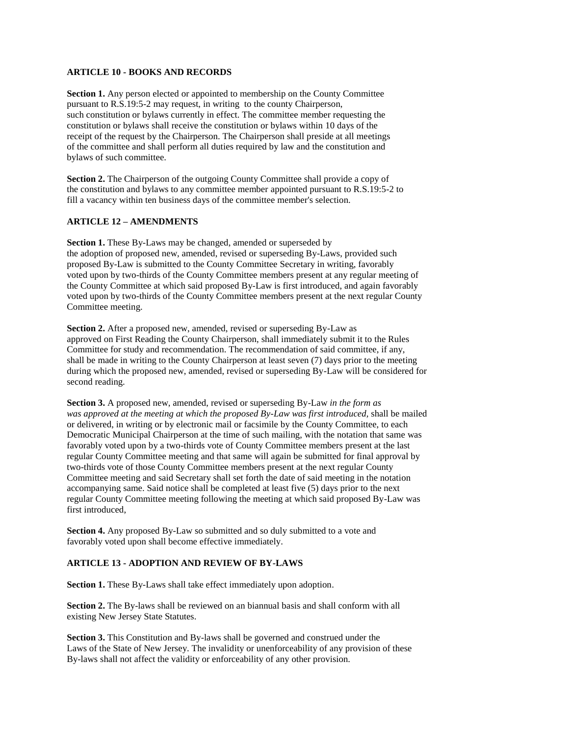**ARTICLE 10 - BOOKS AND RECORDS**

**Section 1.** Any person elected or appointed to membership on the County Committee pursuant to R.S.19:5-2 may request, in writing to the county Chairperson, such constitution or bylaws currently in effect. The committee member requesting the constitution or bylaws shall receive the constitution or bylaws within 10 days of the receipt of the request by the Chairperson. The Chairperson shall preside at all meetings of the committee and shall perform all duties required by law and the constitution and bylaws of such committee.

**Section 2.** The Chairperson of the outgoing County Committee shall provide a copy of the constitution and bylaws to any committee member appointed pursuant to R.S.19:5-2 to fill a vacancy within ten business days of the committee member's selection.

**ARTICLE 12 – AMENDMENTS**

**Section 1.** These By-Laws may be changed, amended or superseded by the adoption of proposed new, amended, revised or superseding By-Laws, provided such proposed By-Law is submitted to the County Committee Secretary in writing, favorably voted upon by two-thirds of the County Committee members present at any regular meeting of the County Committee at which said proposed By-Law is first introduced, and again favorably voted upon by two-thirds of the County Committee members present at the next regular County Committee meeting.

**Section 2.** After a proposed new, amended, revised or superseding By-Law as approved on First Reading the County Chairperson, shall immediately submit it to the Rules Committee for study and recommendation. The recommendation of said committee, if any, shall be made in writing to the County Chairperson at least seven (7) days prior to the meeting during which the proposed new, amended, revised or superseding By-Law will be considered for second reading.

**Section 3.** A proposed new, amended, revised or superseding By-Law *in the form as was approved at the meeting at which the proposed By-Law was first introduced*, shall be mailed or delivered, in writing or by electronic mail or facsimile by the County Committee, to each Democratic Municipal Chairperson at the time of such mailing, with the notation that same was favorably voted upon by a two-thirds vote of County Committee members present at the last regular County Committee meeting and that same will again be submitted for final approval by two-thirds vote of those County Committee members present at the next regular County Committee meeting and said Secretary shall set forth the date of said meeting in the notation accompanying same. Said notice shall be completed at least five (5) days prior to the next regular County Committee meeting following the meeting at which said proposed By-Law was first introduced,

**Section 4.** Any proposed By-Law so submitted and so duly submitted to a vote and favorably voted upon shall become effective immediately.

**ARTICLE 13 - ADOPTION AND REVIEW OF BY-LAWS**

**Section 1.** These By-Laws shall take effect immediately upon adoption.

**Section 2.** The By-laws shall be reviewed on an biannual basis and shall conform with all existing New Jersey State Statutes.

**Section 3.** This Constitution and By-laws shall be governed and construed under the Laws of the State of New Jersey. The invalidity or unenforceability of any provision of these By-laws shall not affect the validity or enforceability of any other provision.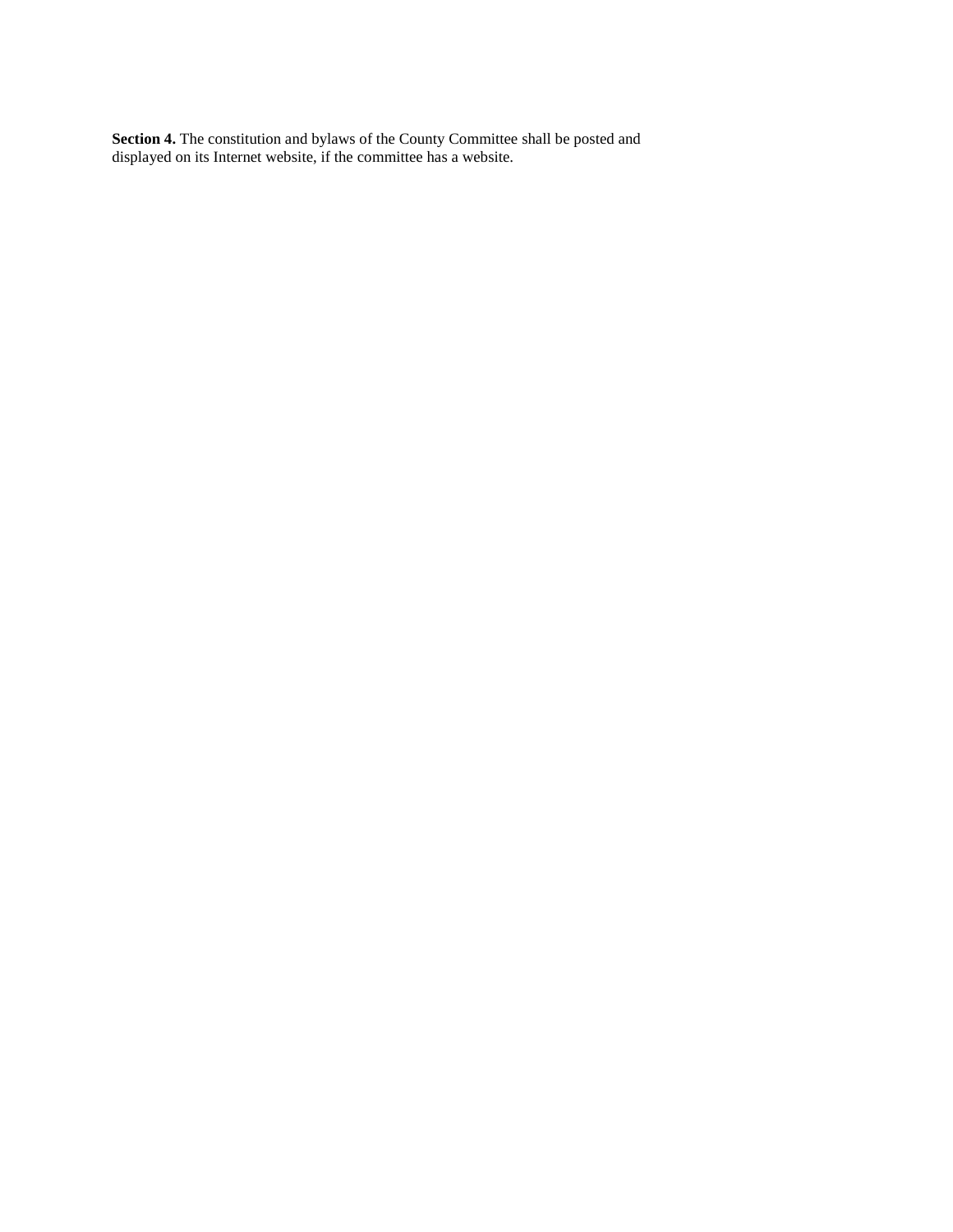**Section 4.** The constitution and bylaws of the County Committee shall be posted and displayed on its Internet website, if the committee has a website.